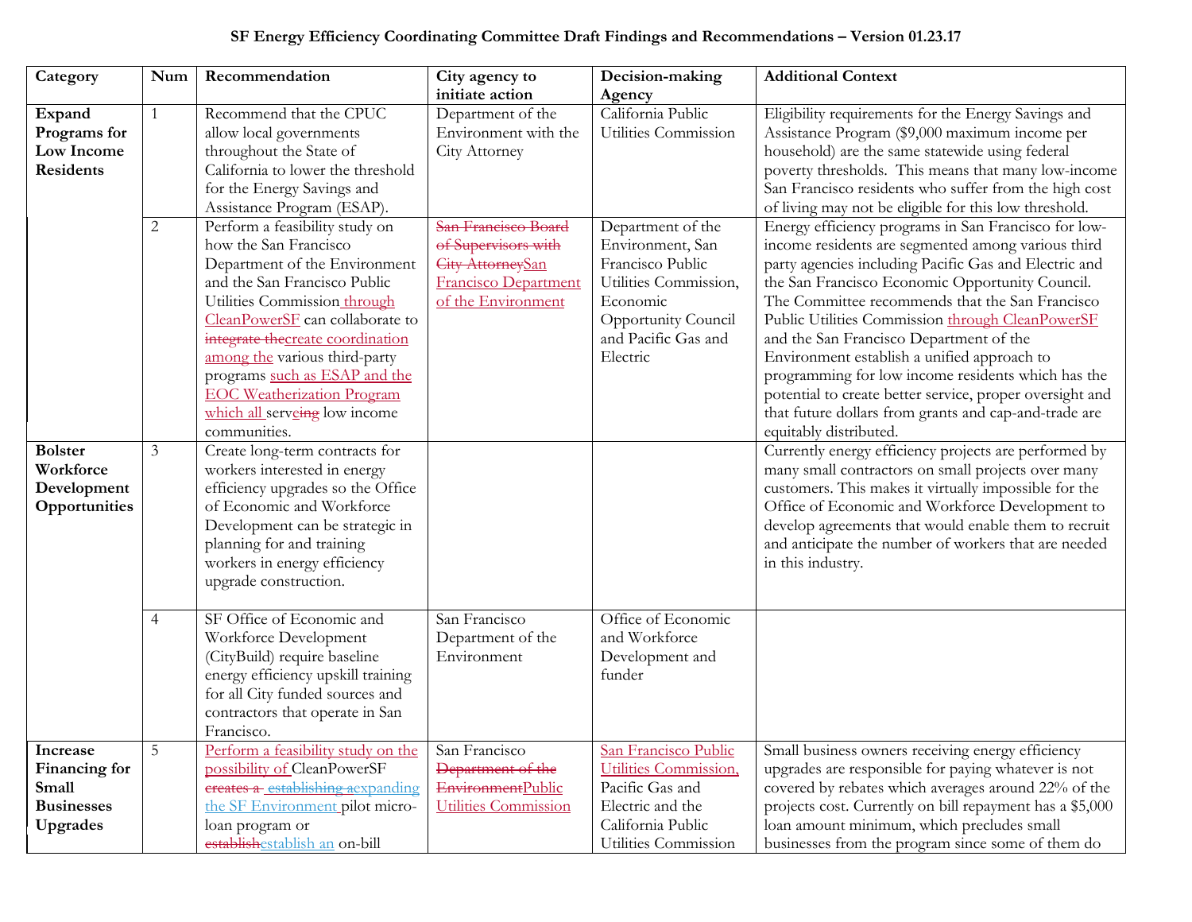# SF Energy Efficiency Coordinating Committee Draft Findings and Recommendations – Version 01.23.17

| Category | Num | Recommendation | City agency to initiate action | Decision-making Agency | Additional Context |
|---|---|---|---|---|---|
| **Expand Programs for Low Income Residents** | 1 | Recommend that the CPUC allow local governments throughout the State of California to lower the threshold for the Energy Savings and Assistance Program (ESAP). | Department of the Environment with the City Attorney | California Public Utilities Commission | Eligibility requirements for the Energy Savings and Assistance Program ($9,000 maximum income per household) are the same statewide using federal poverty thresholds. This means that many low-income San Francisco residents who suffer from the high cost of living may not be eligible for this low threshold. |
| | 2 | Perform a feasibility study on how the San Francisco Department of the Environment and the San Francisco Public Utilities Commission through CleanPowerSF can collaborate to ~~integrate the~~create coordination among the various third-party programs such as ESAP and the EOC Weatherization Program which all serv~~eing~~ low income communities. | ~~San Francisco Board of Supervisors with City Attorney~~San Francisco Department of the Environment | Department of the Environment, San Francisco Public Utilities Commission, Economic Opportunity Council and Pacific Gas and Electric | Energy efficiency programs in San Francisco for low-income residents are segmented among various third party agencies including Pacific Gas and Electric and the San Francisco Economic Opportunity Council. The Committee recommends that the San Francisco Public Utilities Commission through CleanPowerSF and the San Francisco Department of the Environment establish a unified approach to programming for low income residents which has the potential to create better service, proper oversight and that future dollars from grants and cap-and-trade are equitably distributed. |
| **Bolster Workforce Development Opportunities** | 3 | Create long-term contracts for workers interested in energy efficiency upgrades so the Office of Economic and Workforce Development can be strategic in planning for and training workers in energy efficiency upgrade construction. | | | Currently energy efficiency projects are performed by many small contractors on small projects over many customers. This makes it virtually impossible for the Office of Economic and Workforce Development to develop agreements that would enable them to recruit and anticipate the number of workers that are needed in this industry. |
| | 4 | SF Office of Economic and Workforce Development (CityBuild) require baseline energy efficiency upskill training for all City funded sources and contractors that operate in San Francisco. | San Francisco Department of the Environment | Office of Economic and Workforce Development and funder | |
| **Increase Financing for Small Businesses Upgrades** | 5 | Perform a feasibility study on the possibility of CleanPowerSF ~~creates a~~ ~~establishing a~~expanding the SF Environment pilot micro-loan program or ~~establish~~establish an on-bill | San Francisco ~~Department of the Environment~~Public Utilities Commission | San Francisco Public Utilities Commission, Pacific Gas and Electric and the California Public Utilities Commission | Small business owners receiving energy efficiency upgrades are responsible for paying whatever is not covered by rebates which averages around 22% of the projects cost. Currently on bill repayment has a $5,000 loan amount minimum, which precludes small businesses from the program since some of them do |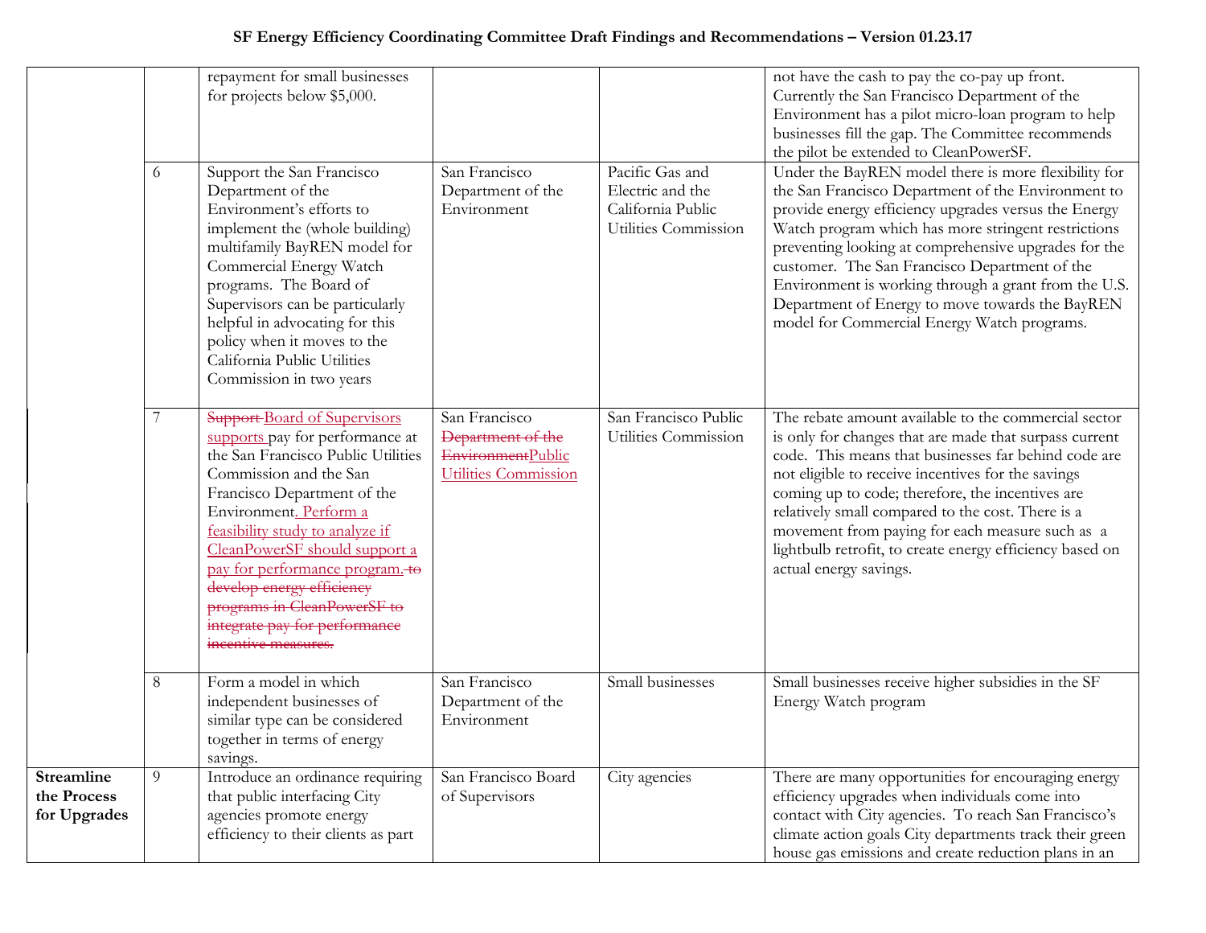| | | | | | |
|---|---|---|---|---|---|
| | | repayment for small businesses for projects below $5,000. | | | not have the cash to pay the co-pay up front. Currently the San Francisco Department of the Environment has a pilot micro-loan program to help businesses fill the gap. The Committee recommends the pilot be extended to CleanPowerSF. |
| | 6 | Support the San Francisco Department of the Environment's efforts to implement the (whole building) multifamily BayREN model for Commercial Energy Watch programs. The Board of Supervisors can be particularly helpful in advocating for this policy when it moves to the California Public Utilities Commission in two years | San Francisco Department of the Environment | Pacific Gas and Electric and the California Public Utilities Commission | Under the BayREN model there is more flexibility for the San Francisco Department of the Environment to provide energy efficiency upgrades versus the Energy Watch program which has more stringent restrictions preventing looking at comprehensive upgrades for the customer. The San Francisco Department of the Environment is working through a grant from the U.S. Department of Energy to move towards the BayREN model for Commercial Energy Watch programs. |
| | 7 | ~~Support~~ Board of Supervisors supports pay for performance at the San Francisco Public Utilities Commission and the San Francisco Department of the Environment. Perform a feasibility study to analyze if CleanPowerSF should support a pay for performance program. ~~to develop energy efficiency programs in CleanPowerSF to integrate pay for performance incentive measures.~~ | San Francisco ~~Department of the Environment~~ Public Utilities Commission | San Francisco Public Utilities Commission | The rebate amount available to the commercial sector is only for changes that are made that surpass current code. This means that businesses far behind code are not eligible to receive incentives for the savings coming up to code; therefore, the incentives are relatively small compared to the cost. There is a movement from paying for each measure such as a lightbulb retrofit, to create energy efficiency based on actual energy savings. |
| | 8 | Form a model in which independent businesses of similar type can be considered together in terms of energy savings. | San Francisco Department of the Environment | Small businesses | Small businesses receive higher subsidies in the SF Energy Watch program |
| **Streamline the Process for Upgrades** | 9 | Introduce an ordinance requiring that public interfacing City agencies promote energy efficiency to their clients as part | San Francisco Board of Supervisors | City agencies | There are many opportunities for encouraging energy efficiency upgrades when individuals come into contact with City agencies. To reach San Francisco's climate action goals City departments track their green house gas emissions and create reduction plans in an |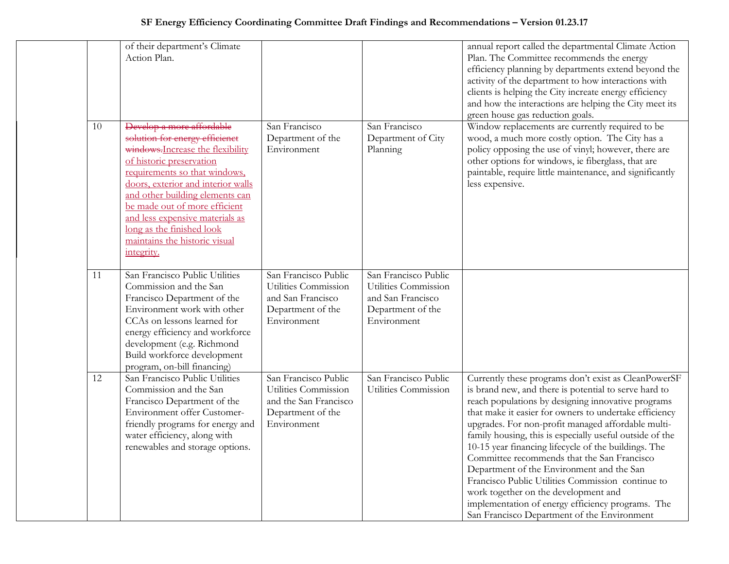| | | | | | |
|---|---|---|---|---|---|
| | | of their department's Climate Action Plan. | | | annual report called the departmental Climate Action Plan. The Committee recommends the energy efficiency planning by departments extend beyond the activity of the department to how interactions with clients is helping the City increate energy efficiency and how the interactions are helping the City meet its green house gas reduction goals. |
| | 10 | ~~Develop a more affordable solution for energy efficienct windows.~~Increase the flexibility of historic preservation requirements so that windows, doors, exterior and interior walls and other building elements can be made out of more efficient and less expensive materials as long as the finished look maintains the historic visual integrity. | San Francisco Department of the Environment | San Francisco Department of City Planning | Window replacements are currently required to be wood, a much more costly option. The City has a policy opposing the use of vinyl; however, there are other options for windows, ie fiberglass, that are paintable, require little maintenance, and significantly less expensive. |
| | 11 | San Francisco Public Utilities Commission and the San Francisco Department of the Environment work with other CCAs on lessons learned for energy efficiency and workforce development (e.g. Richmond Build workforce development program, on-bill financing) | San Francisco Public Utilities Commission and San Francisco Department of the Environment | San Francisco Public Utilities Commission and San Francisco Department of the Environment | |
| | 12 | San Francisco Public Utilities Commission and the San Francisco Department of the Environment offer Customer-friendly programs for energy and water efficiency, along with renewables and storage options. | San Francisco Public Utilities Commission and the San Francisco Department of the Environment | San Francisco Public Utilities Commission | Currently these programs don't exist as CleanPowerSF is brand new, and there is potential to serve hard to reach populations by designing innovative programs that make it easier for owners to undertake efficiency upgrades. For non-profit managed affordable multi-family housing, this is especially useful outside of the 10-15 year financing lifecycle of the buildings. The Committee recommends that the San Francisco Department of the Environment and the San Francisco Public Utilities Commission continue to work together on the development and implementation of energy efficiency programs. The San Francisco Department of the Environment |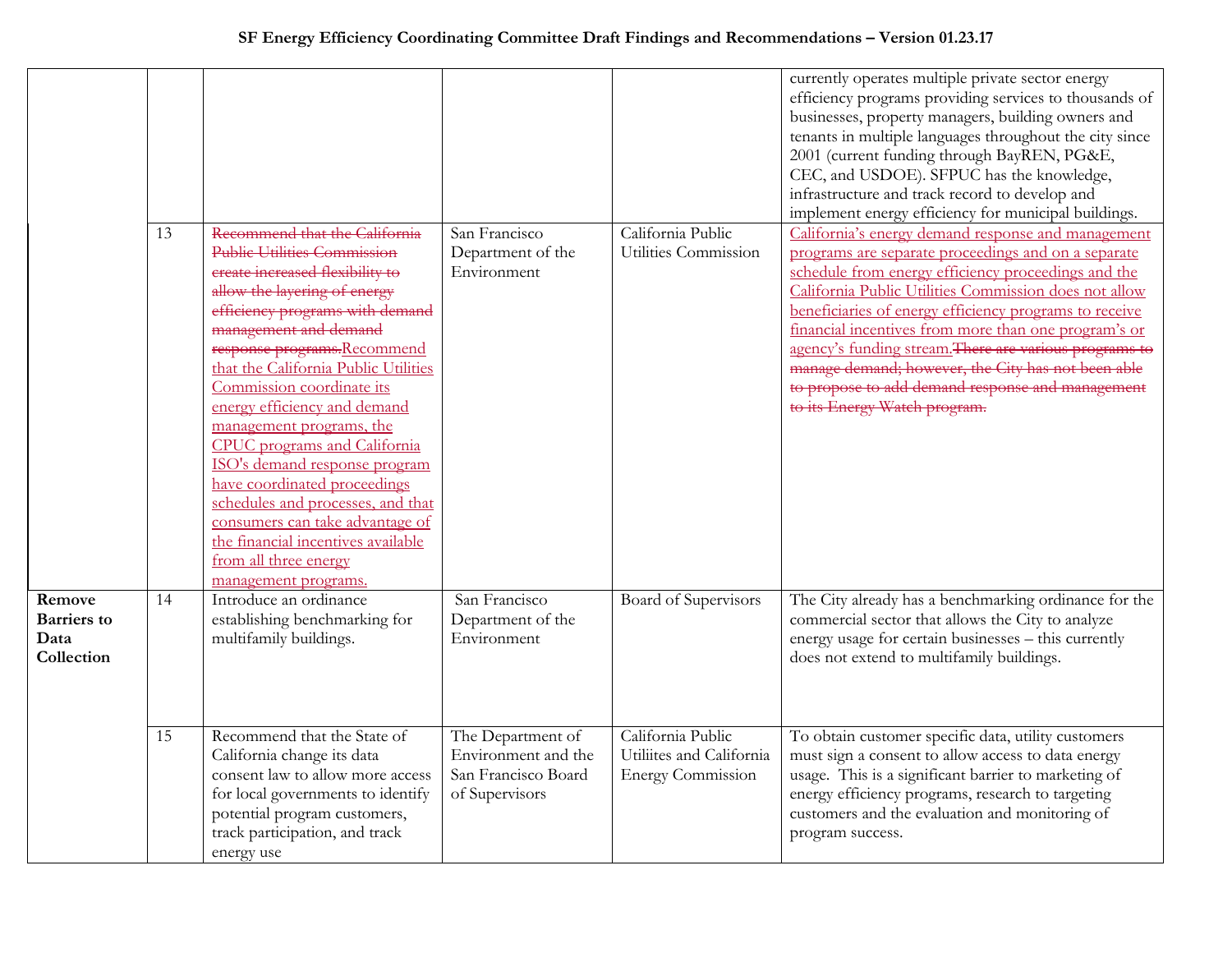| | | | | | |
|---|---|---|---|---|---|
| | | | | | currently operates multiple private sector energy efficiency programs providing services to thousands of businesses, property managers, building owners and tenants in multiple languages throughout the city since 2001 (current funding through BayREN, PG&E, CEC, and USDOE). SFPUC has the knowledge, infrastructure and track record to develop and implement energy efficiency for municipal buildings. |
| | 13 | ~~Recommend that the California Public Utilities Commission create increased flexibility to allow the layering of energy efficiency programs with demand management and demand response programs.~~Recommend that the California Public Utilities Commission coordinate its energy efficiency and demand management programs, the CPUC programs and California ISO's demand response program have coordinated proceedings schedules and processes, and that consumers can take advantage of the financial incentives available from all three energy management programs. | San Francisco Department of the Environment | California Public Utilities Commission | California's energy demand response and management programs are separate proceedings and on a separate schedule from energy efficiency proceedings and the California Public Utilities Commission does not allow beneficiaries of energy efficiency programs to receive financial incentives from more than one program's or agency's funding stream.~~There are various programs to manage demand; however, the City has not been able to propose to add demand response and management to its Energy Watch program.~~ |
| **Remove Barriers to Data Collection** | 14 | Introduce an ordinance establishing benchmarking for multifamily buildings. | San Francisco Department of the Environment | Board of Supervisors | The City already has a benchmarking ordinance for the commercial sector that allows the City to analyze energy usage for certain businesses – this currently does not extend to multifamily buildings. |
| | 15 | Recommend that the State of California change its data consent law to allow more access for local governments to identify potential program customers, track participation, and track energy use | The Department of Environment and the San Francisco Board of Supervisors | California Public Utiliites and California Energy Commission | To obtain customer specific data, utility customers must sign a consent to allow access to data energy usage. This is a significant barrier to marketing of energy efficiency programs, research to targeting customers and the evaluation and monitoring of program success. |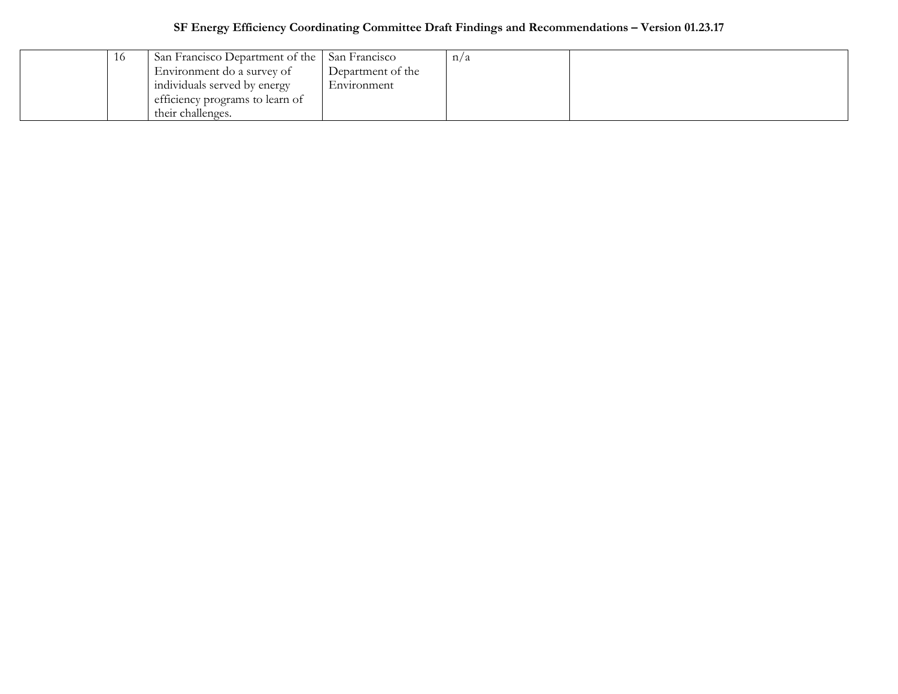| | | | | | |
|---|---|---|---|---|---|
| | 16 | San Francisco Department of the Environment do a survey of individuals served by energy efficiency programs to learn of their challenges. | San Francisco Department of the Environment | n/a | |